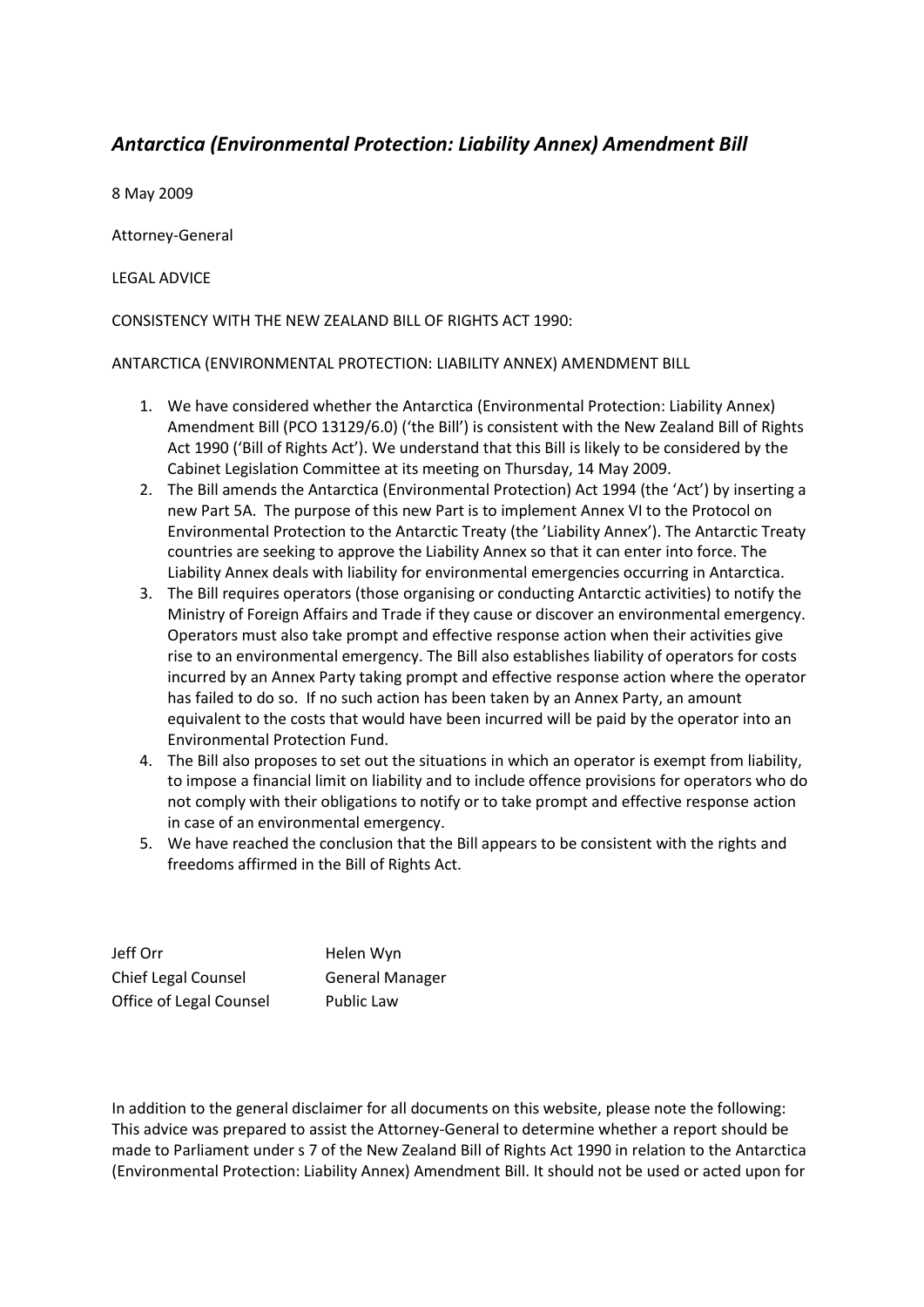# *Antarctica (Environmental Protection: Liability Annex) Amendment Bill*

8 May 2009

Attorney-General

LEGAL ADVICE

CONSISTENCY WITH THE NEW ZEALAND BILL OF RIGHTS ACT 1990:

ANTARCTICA (ENVIRONMENTAL PROTECTION: LIABILITY ANNEX) AMENDMENT BILL

1. We have considered whether the Antarctica (Environmental Protection: Liability Annex) Amendment Bill (PCO 13129/6.0) ('the Bill') is consistent with the New Zealand Bill of Rights Act 1990 ('Bill of Rights Act'). We understand that this Bill is likely to be considered by the Cabinet Legislation Committee at its meeting on Thursday, 14 May 2009.
2. The Bill amends the Antarctica (Environmental Protection) Act 1994 (the 'Act') by inserting a new Part 5A. The purpose of this new Part is to implement Annex VI to the Protocol on Environmental Protection to the Antarctic Treaty (the 'Liability Annex'). The Antarctic Treaty countries are seeking to approve the Liability Annex so that it can enter into force. The Liability Annex deals with liability for environmental emergencies occurring in Antarctica.
3. The Bill requires operators (those organising or conducting Antarctic activities) to notify the Ministry of Foreign Affairs and Trade if they cause or discover an environmental emergency. Operators must also take prompt and effective response action when their activities give rise to an environmental emergency. The Bill also establishes liability of operators for costs incurred by an Annex Party taking prompt and effective response action where the operator has failed to do so. If no such action has been taken by an Annex Party, an amount equivalent to the costs that would have been incurred will be paid by the operator into an Environmental Protection Fund.
4. The Bill also proposes to set out the situations in which an operator is exempt from liability, to impose a financial limit on liability and to include offence provisions for operators who do not comply with their obligations to notify or to take prompt and effective response action in case of an environmental emergency.
5. We have reached the conclusion that the Bill appears to be consistent with the rights and freedoms affirmed in the Bill of Rights Act.

| | |
|---|---|
| Jeff Orr | Helen Wyn |
| Chief Legal Counsel | General Manager |
| Office of Legal Counsel | Public Law |

In addition to the general disclaimer for all documents on this website, please note the following: This advice was prepared to assist the Attorney-General to determine whether a report should be made to Parliament under s 7 of the New Zealand Bill of Rights Act 1990 in relation to the Antarctica (Environmental Protection: Liability Annex) Amendment Bill. It should not be used or acted upon for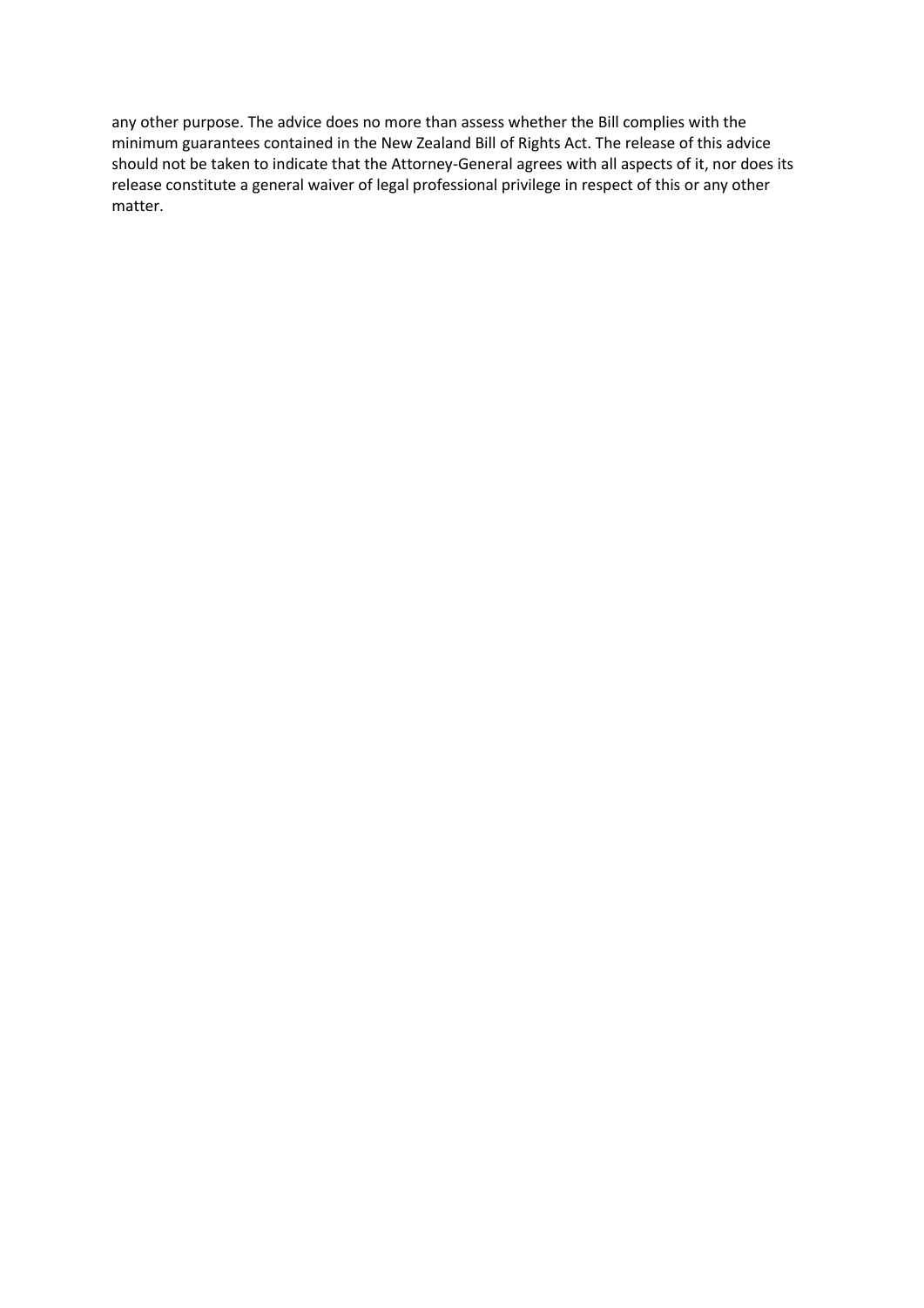any other purpose. The advice does no more than assess whether the Bill complies with the minimum guarantees contained in the New Zealand Bill of Rights Act. The release of this advice should not be taken to indicate that the Attorney-General agrees with all aspects of it, nor does its release constitute a general waiver of legal professional privilege in respect of this or any other matter.